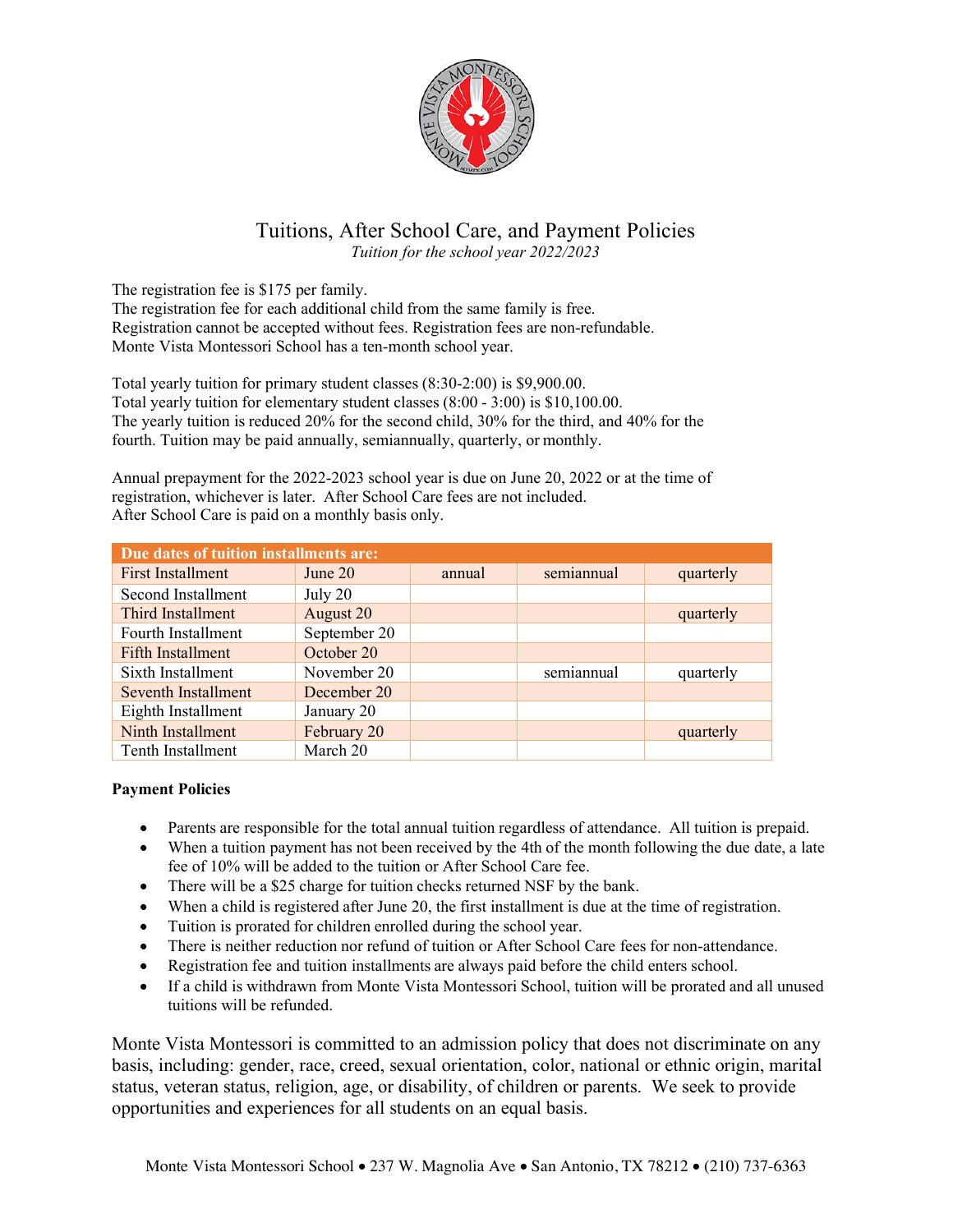# Tuitions, After School Care, and Payment Policies

*Tuition for the school year 2022/2023*

The registration fee is $175 per family.
The registration fee for each additional child from the same family is free.
Registration cannot be accepted without fees. Registration fees are non-refundable.
Monte Vista Montessori School has a ten-month school year.

Total yearly tuition for primary student classes (8:30-2:00) is $9,900.00.
Total yearly tuition for elementary student classes (8:00 - 3:00) is $10,100.00.
The yearly tuition is reduced 20% for the second child, 30% for the third, and 40% for the fourth. Tuition may be paid annually, semiannually, quarterly, or monthly.

Annual prepayment for the 2022-2023 school year is due on June 20, 2022 or at the time of registration, whichever is later. After School Care fees are not included.
After School Care is paid on a monthly basis only.

| Due dates of tuition installments are: | | | | |
|---|---|---|---|---|
| First Installment | June 20 | annual | semiannual | quarterly |
| Second Installment | July 20 | | | |
| Third Installment | August 20 | | | quarterly |
| Fourth Installment | September 20 | | | |
| Fifth Installment | October 20 | | | |
| Sixth Installment | November 20 | | semiannual | quarterly |
| Seventh Installment | December 20 | | | |
| Eighth Installment | January 20 | | | |
| Ninth Installment | February 20 | | | quarterly |
| Tenth Installment | March 20 | | | |

**Payment Policies**

- Parents are responsible for the total annual tuition regardless of attendance. All tuition is prepaid.
- When a tuition payment has not been received by the 4th of the month following the due date, a late fee of 10% will be added to the tuition or After School Care fee.
- There will be a $25 charge for tuition checks returned NSF by the bank.
- When a child is registered after June 20, the first installment is due at the time of registration.
- Tuition is prorated for children enrolled during the school year.
- There is neither reduction nor refund of tuition or After School Care fees for non-attendance.
- Registration fee and tuition installments are always paid before the child enters school.
- If a child is withdrawn from Monte Vista Montessori School, tuition will be prorated and all unused tuitions will be refunded.

Monte Vista Montessori is committed to an admission policy that does not discriminate on any basis, including: gender, race, creed, sexual orientation, color, national or ethnic origin, marital status, veteran status, religion, age, or disability, of children or parents. We seek to provide opportunities and experiences for all students on an equal basis.

Monte Vista Montessori School • 237 W. Magnolia Ave • San Antonio, TX 78212 • (210) 737-6363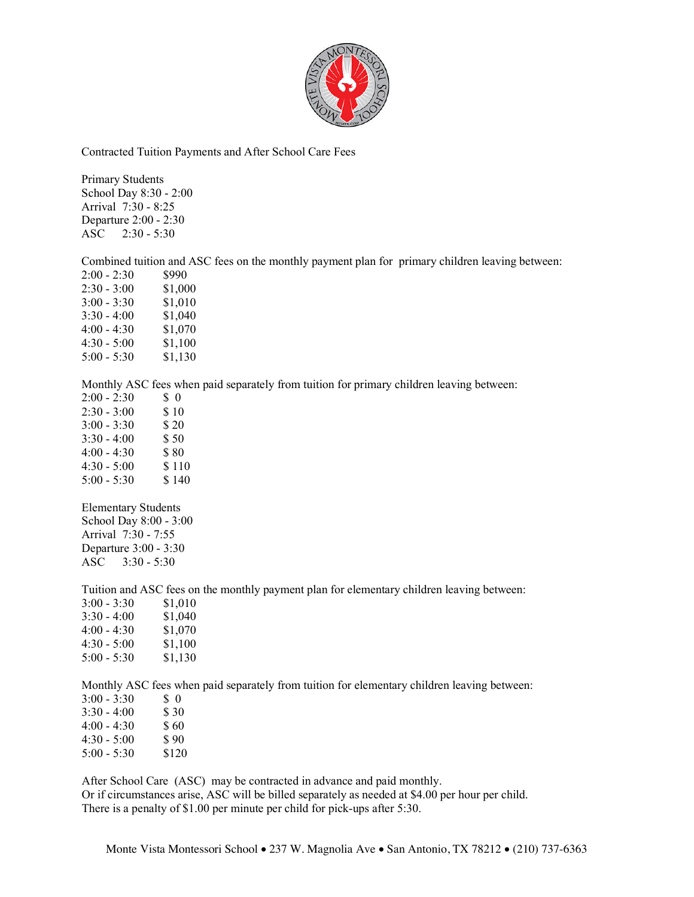Contracted Tuition Payments and After School Care Fees

Primary Students
School Day 8:30 - 2:00
Arrival 7:30 - 8:25
Departure 2:00 - 2:30
ASC 2:30 - 5:30

Combined tuition and ASC fees on the monthly payment plan for primary children leaving between:

| | |
|---|---|
| 2:00 - 2:30 | $990 |
| 2:30 - 3:00 | $1,000 |
| 3:00 - 3:30 | $1,010 |
| 3:30 - 4:00 | $1,040 |
| 4:00 - 4:30 | $1,070 |
| 4:30 - 5:00 | $1,100 |
| 5:00 - 5:30 | $1,130 |

Monthly ASC fees when paid separately from tuition for primary children leaving between:

| | |
|---|---|
| 2:00 - 2:30 | $ 0 |
| 2:30 - 3:00 | $ 10 |
| 3:00 - 3:30 | $ 20 |
| 3:30 - 4:00 | $ 50 |
| 4:00 - 4:30 | $ 80 |
| 4:30 - 5:00 | $ 110 |
| 5:00 - 5:30 | $ 140 |

Elementary Students
School Day 8:00 - 3:00
Arrival 7:30 - 7:55
Departure 3:00 - 3:30
ASC 3:30 - 5:30

Tuition and ASC fees on the monthly payment plan for elementary children leaving between:

| | |
|---|---|
| 3:00 - 3:30 | $1,010 |
| 3:30 - 4:00 | $1,040 |
| 4:00 - 4:30 | $1,070 |
| 4:30 - 5:00 | $1,100 |
| 5:00 - 5:30 | $1,130 |

Monthly ASC fees when paid separately from tuition for elementary children leaving between:

| | |
|---|---|
| 3:00 - 3:30 | $ 0 |
| 3:30 - 4:00 | $ 30 |
| 4:00 - 4:30 | $ 60 |
| 4:30 - 5:00 | $ 90 |
| 5:00 - 5:30 | $120 |

After School Care (ASC) may be contracted in advance and paid monthly.
Or if circumstances arise, ASC will be billed separately as needed at $4.00 per hour per child.
There is a penalty of $1.00 per minute per child for pick-ups after 5:30.

Monte Vista Montessori School • 237 W. Magnolia Ave • San Antonio, TX 78212 • (210) 737-6363